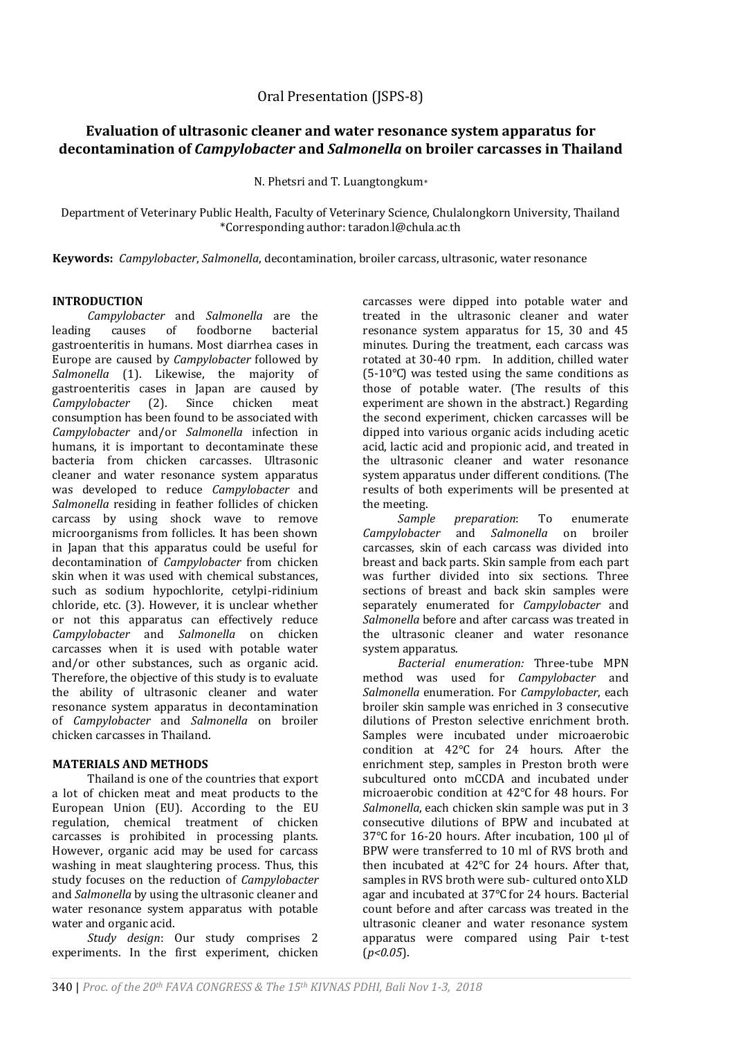Oral Presentation (JSPS-8)

# Evaluation of ultrasonic cleaner and water resonance system apparatus for decontamination of *Campylobacter* and *Salmonella* on broiler carcasses in Thailand

N. Phetsri and T. Luangtongkum*

Department of Veterinary Public Health, Faculty of Veterinary Science, Chulalongkorn University, Thailand
*Corresponding author: taradon.l@chula.ac.th

**Keywords:** *Campylobacter*, *Salmonella*, decontamination, broiler carcass, ultrasonic, water resonance

## INTRODUCTION

*Campylobacter* and *Salmonella* are the leading causes of foodborne bacterial gastroenteritis in humans. Most diarrhea cases in Europe are caused by *Campylobacter* followed by *Salmonella* (1). Likewise, the majority of gastroenteritis cases in Japan are caused by *Campylobacter* (2). Since chicken meat consumption has been found to be associated with *Campylobacter* and/or *Salmonella* infection in humans, it is important to decontaminate these bacteria from chicken carcasses. Ultrasonic cleaner and water resonance system apparatus was developed to reduce *Campylobacter* and *Salmonella* residing in feather follicles of chicken carcass by using shock wave to remove microorganisms from follicles. It has been shown in Japan that this apparatus could be useful for decontamination of *Campylobacter* from chicken skin when it was used with chemical substances, such as sodium hypochlorite, cetylpi-ridinium chloride, etc. (3). However, it is unclear whether or not this apparatus can effectively reduce *Campylobacter* and *Salmonella* on chicken carcasses when it is used with potable water and/or other substances, such as organic acid. Therefore, the objective of this study is to evaluate the ability of ultrasonic cleaner and water resonance system apparatus in decontamination of *Campylobacter* and *Salmonella* on broiler chicken carcasses in Thailand.

## MATERIALS AND METHODS

Thailand is one of the countries that export a lot of chicken meat and meat products to the European Union (EU). According to the EU regulation, chemical treatment of chicken carcasses is prohibited in processing plants. However, organic acid may be used for carcass washing in meat slaughtering process. Thus, this study focuses on the reduction of *Campylobacter* and *Salmonella* by using the ultrasonic cleaner and water resonance system apparatus with potable water and organic acid.

*Study design*: Our study comprises 2 experiments. In the first experiment, chicken carcasses were dipped into potable water and treated in the ultrasonic cleaner and water resonance system apparatus for 15, 30 and 45 minutes. During the treatment, each carcass was rotated at 30-40 rpm. In addition, chilled water (5-10℃) was tested using the same conditions as those of potable water. (The results of this experiment are shown in the abstract.) Regarding the second experiment, chicken carcasses will be dipped into various organic acids including acetic acid, lactic acid and propionic acid, and treated in the ultrasonic cleaner and water resonance system apparatus under different conditions. (The results of both experiments will be presented at the meeting.

*Sample preparation*: To enumerate *Campylobacter* and *Salmonella* on broiler carcasses, skin of each carcass was divided into breast and back parts. Skin sample from each part was further divided into six sections. Three sections of breast and back skin samples were separately enumerated for *Campylobacter* and *Salmonella* before and after carcass was treated in the ultrasonic cleaner and water resonance system apparatus.

*Bacterial enumeration:* Three-tube MPN method was used for *Campylobacter* and *Salmonella* enumeration. For *Campylobacter*, each broiler skin sample was enriched in 3 consecutive dilutions of Preston selective enrichment broth. Samples were incubated under microaerobic condition at 42°C for 24 hours. After the enrichment step, samples in Preston broth were subcultured onto mCCDA and incubated under microaerobic condition at 42°C for 48 hours. For *Salmonella*, each chicken skin sample was put in 3 consecutive dilutions of BPW and incubated at 37°C for 16-20 hours. After incubation, 100 µl of BPW were transferred to 10 ml of RVS broth and then incubated at 42°C for 24 hours. After that, samples in RVS broth were sub- cultured onto XLD agar and incubated at 37°C for 24 hours. Bacterial count before and after carcass was treated in the ultrasonic cleaner and water resonance system apparatus were compared using Pair t-test ($p<0.05$).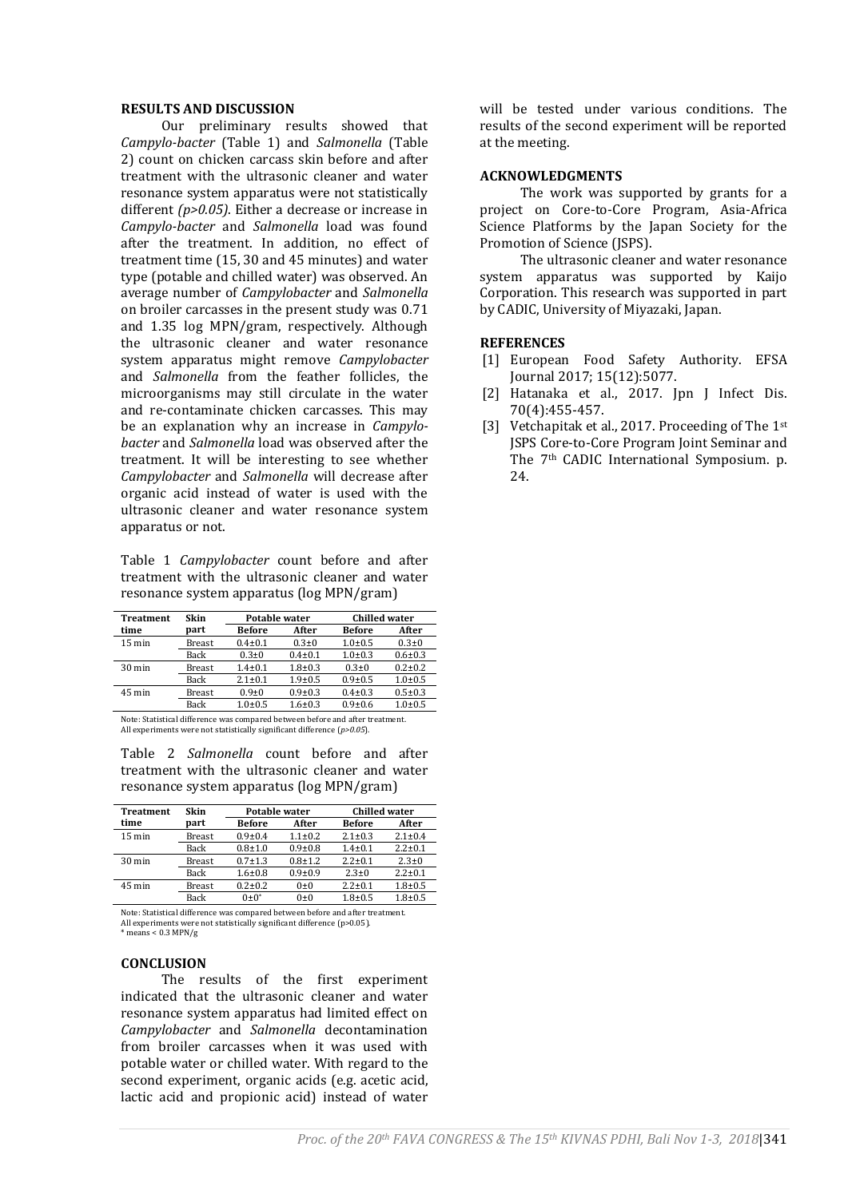## RESULTS AND DISCUSSION

Our preliminary results showed that *Campylo-bacter* (Table 1) and *Salmonella* (Table 2) count on chicken carcass skin before and after treatment with the ultrasonic cleaner and water resonance system apparatus were not statistically different *($p>0.05$)*. Either a decrease or increase in *Campylo-bacter* and *Salmonella* load was found after the treatment. In addition, no effect of treatment time (15, 30 and 45 minutes) and water type (potable and chilled water) was observed. An average number of *Campylobacter* and *Salmonella* on broiler carcasses in the present study was 0.71 and 1.35 log MPN/gram, respectively. Although the ultrasonic cleaner and water resonance system apparatus might remove *Campylobacter* and *Salmonella* from the feather follicles, the microorganisms may still circulate in the water and re-contaminate chicken carcasses. This may be an explanation why an increase in *Campylo-bacter* and *Salmonella* load was observed after the treatment. It will be interesting to see whether *Campylobacter* and *Salmonella* will decrease after organic acid instead of water is used with the ultrasonic cleaner and water resonance system apparatus or not.

Table 1 *Campylobacter* count before and after treatment with the ultrasonic cleaner and water resonance system apparatus (log MPN/gram)

| Treatment time | Skin part | Potable water | | Chilled water | |
|---|---|---|---|---|---|
| | | Before | After | Before | After |
| 15 min | Breast | 0.4±0.1 | 0.3±0 | 1.0±0.5 | 0.3±0 |
| | Back | 0.3±0 | 0.4±0.1 | 1.0±0.3 | 0.6±0.3 |
| 30 min | Breast | 1.4±0.1 | 1.8±0.3 | 0.3±0 | 0.2±0.2 |
| | Back | 2.1±0.1 | 1.9±0.5 | 0.9±0.5 | 1.0±0.5 |
| 45 min | Breast | 0.9±0 | 0.9±0.3 | 0.4±0.3 | 0.5±0.3 |
| | Back | 1.0±0.5 | 1.6±0.3 | 0.9±0.6 | 1.0±0.5 |

Note: Statistical difference was compared between before and after treatment.
All experiments were not statistically significant difference (*$p>0.05$*).

Table 2 *Salmonella* count before and after treatment with the ultrasonic cleaner and water resonance system apparatus (log MPN/gram)

| Treatment time | Skin part | Potable water | | Chilled water | |
|---|---|---|---|---|---|
| | | Before | After | Before | After |
| 15 min | Breast | 0.9±0.4 | 1.1±0.2 | 2.1±0.3 | 2.1±0.4 |
| | Back | 0.8±1.0 | 0.9±0.8 | 1.4±0.1 | 2.2±0.1 |
| 30 min | Breast | 0.7±1.3 | 0.8±1.2 | 2.2±0.1 | 2.3±0 |
| | Back | 1.6±0.8 | 0.9±0.9 | 2.3±0 | 2.2±0.1 |
| 45 min | Breast | 0.2±0.2 | 0±0 | 2.2±0.1 | 1.8±0.5 |
| | Back | 0±0* | 0±0 | 1.8±0.5 | 1.8±0.5 |

Note: Statistical difference was compared between before and after treatment.
All experiments were not statistically significant difference ($p>0.05$).
* means < 0.3 MPN/g

## CONCLUSION

The results of the first experiment indicated that the ultrasonic cleaner and water resonance system apparatus had limited effect on *Campylobacter* and *Salmonella* decontamination from broiler carcasses when it was used with potable water or chilled water. With regard to the second experiment, organic acids (e.g. acetic acid, lactic acid and propionic acid) instead of water will be tested under various conditions. The results of the second experiment will be reported at the meeting.

## ACKNOWLEDGMENTS

The work was supported by grants for a project on Core-to-Core Program, Asia-Africa Science Platforms by the Japan Society for the Promotion of Science (JSPS).

The ultrasonic cleaner and water resonance system apparatus was supported by Kaijo Corporation. This research was supported in part by CADIC, University of Miyazaki, Japan.

## REFERENCES

[1] European Food Safety Authority. EFSA Journal 2017; 15(12):5077.

[2] Hatanaka et al., 2017. Jpn J Infect Dis. 70(4):455-457.

[3] Vetchapitak et al., 2017. Proceeding of The 1st JSPS Core-to-Core Program Joint Seminar and The 7th CADIC International Symposium. p. 24.